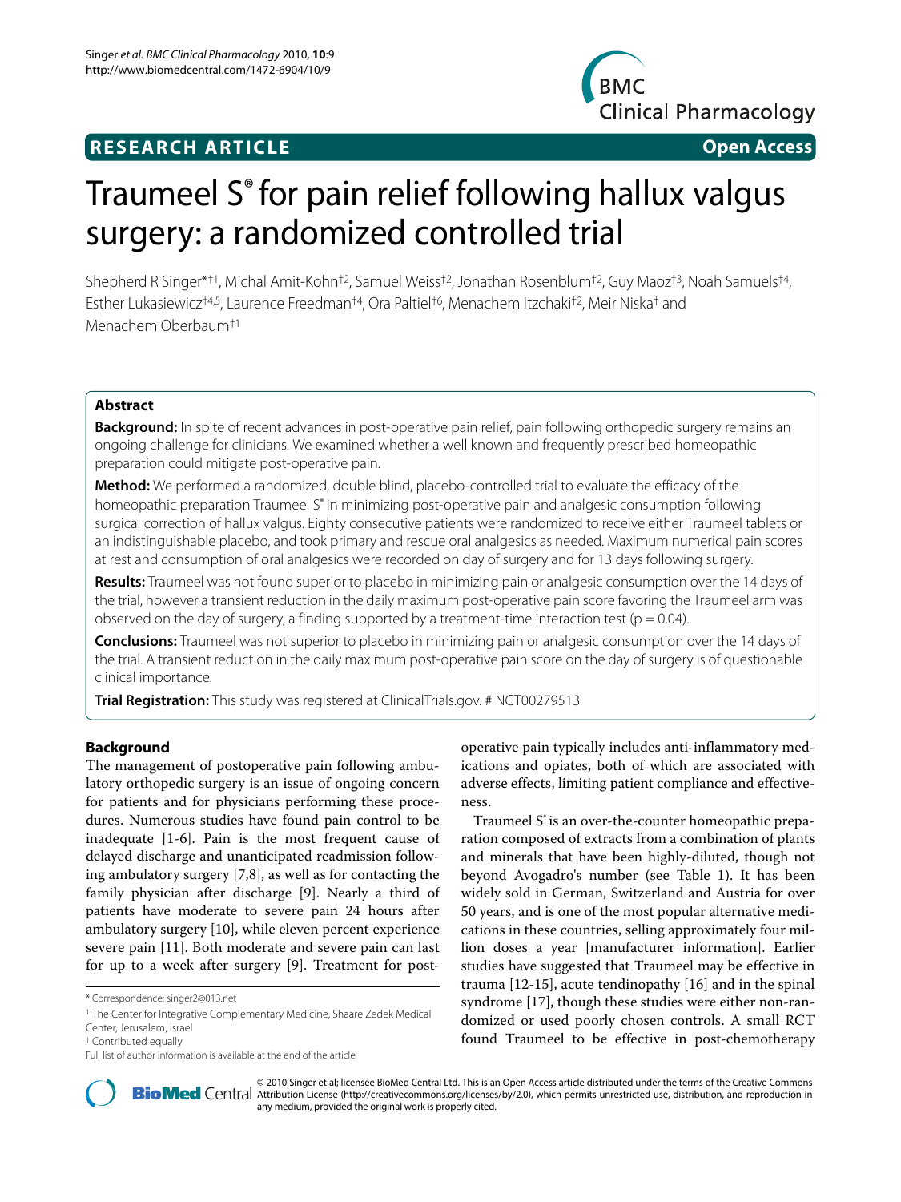**RESEARCH ARTICLE** **Open Access**

# Traumeel S® for pain relief following hallux valgus surgery: a randomized controlled trial

Shepherd R Singer*†1, Michal Amit-Kohn†2, Samuel Weiss†2, Jonathan Rosenblum†2, Guy Maoz†3, Noah Samuels†4, Esther Lukasiewicz†4,5, Laurence Freedman†4, Ora Paltiel†6, Menachem Itzchaki†2, Meir Niska† and Menachem Oberbaum†1

## Abstract

**Background:** In spite of recent advances in post-operative pain relief, pain following orthopedic surgery remains an ongoing challenge for clinicians. We examined whether a well known and frequently prescribed homeopathic preparation could mitigate post-operative pain.

**Method:** We performed a randomized, double blind, placebo-controlled trial to evaluate the efficacy of the homeopathic preparation Traumeel S® in minimizing post-operative pain and analgesic consumption following surgical correction of hallux valgus. Eighty consecutive patients were randomized to receive either Traumeel tablets or an indistinguishable placebo, and took primary and rescue oral analgesics as needed. Maximum numerical pain scores at rest and consumption of oral analgesics were recorded on day of surgery and for 13 days following surgery.

**Results:** Traumeel was not found superior to placebo in minimizing pain or analgesic consumption over the 14 days of the trial, however a transient reduction in the daily maximum post-operative pain score favoring the Traumeel arm was observed on the day of surgery, a finding supported by a treatment-time interaction test ($p = 0.04$).

**Conclusions:** Traumeel was not superior to placebo in minimizing pain or analgesic consumption over the 14 days of the trial. A transient reduction in the daily maximum post-operative pain score on the day of surgery is of questionable clinical importance.

**Trial Registration:** This study was registered at ClinicalTrials.gov. # NCT00279513

## Background

The management of postoperative pain following ambulatory orthopedic surgery is an issue of ongoing concern for patients and for physicians performing these procedures. Numerous studies have found pain control to be inadequate [1-6]. Pain is the most frequent cause of delayed discharge and unanticipated readmission following ambulatory surgery [7,8], as well as for contacting the family physician after discharge [9]. Nearly a third of patients have moderate to severe pain 24 hours after ambulatory surgery [10], while eleven percent experience severe pain [11]. Both moderate and severe pain can last for up to a week after surgery [9]. Treatment for post-operative pain typically includes anti-inflammatory medications and opiates, both of which are associated with adverse effects, limiting patient compliance and effectiveness.

Traumeel S® is an over-the-counter homeopathic preparation composed of extracts from a combination of plants and minerals that have been highly-diluted, though not beyond Avogadro's number (see Table 1). It has been widely sold in German, Switzerland and Austria for over 50 years, and is one of the most popular alternative medications in these countries, selling approximately four million doses a year [manufacturer information]. Earlier studies have suggested that Traumeel may be effective in trauma [12-15], acute tendinopathy [16] and in the spinal syndrome [17], though these studies were either non-randomized or used poorly chosen controls. A small RCT found Traumeel to be effective in post-chemotherapy

\* Correspondence: singer2@013.net

1 The Center for Integrative Complementary Medicine, Shaare Zedek Medical Center, Jerusalem, Israel

† Contributed equally

Full list of author information is available at the end of the article

© 2010 Singer et al; licensee BioMed Central Ltd. This is an Open Access article distributed under the terms of the Creative Commons Attribution License (http://creativecommons.org/licenses/by/2.0), which permits unrestricted use, distribution, and reproduction in any medium, provided the original work is properly cited.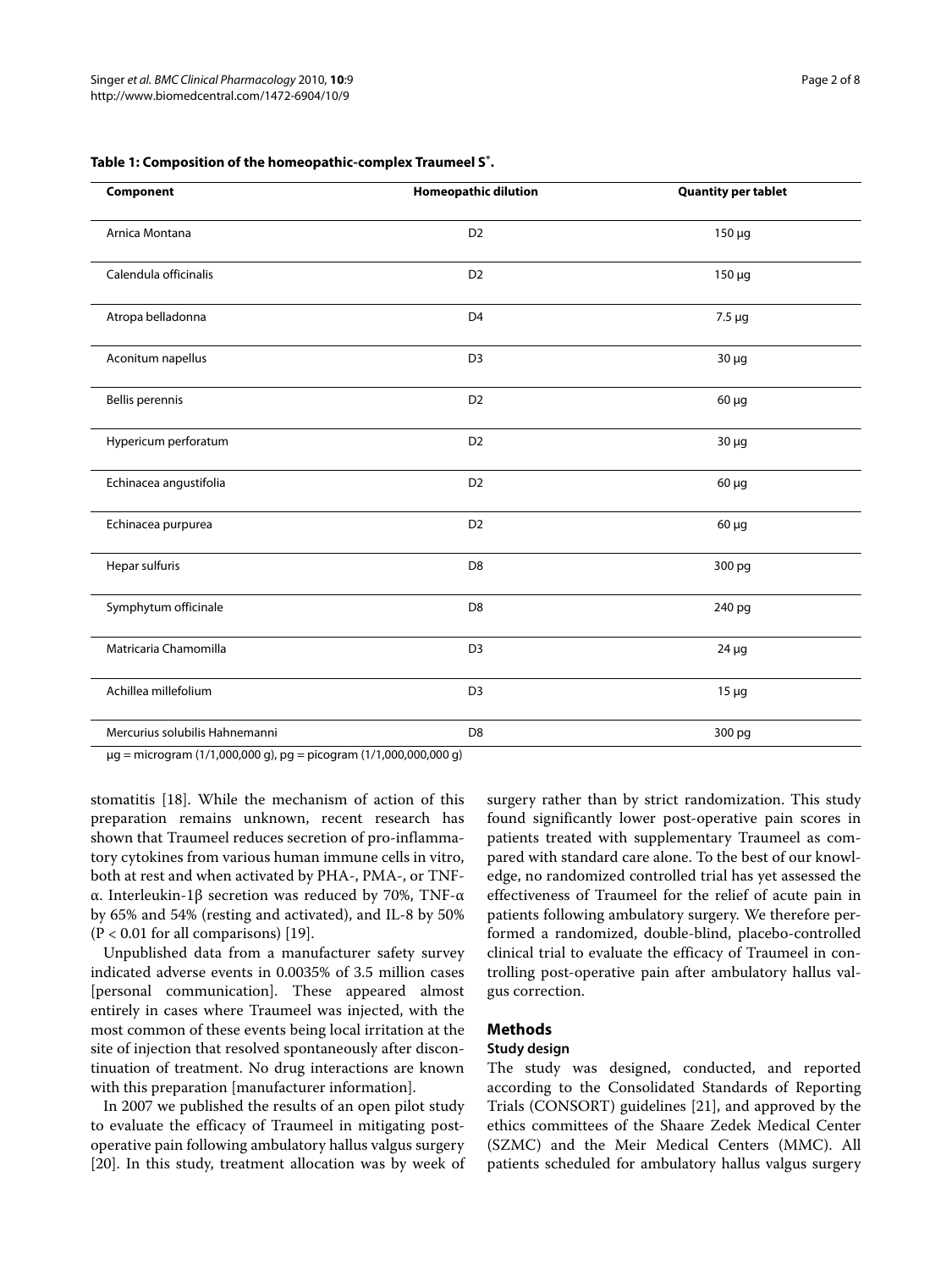**Table 1: Composition of the homeopathic-complex Traumeel S®.**

| Component | Homeopathic dilution | Quantity per tablet |
|---|---|---|
| Arnica Montana | D2 | 150 μg |
| Calendula officinalis | D2 | 150 μg |
| Atropa belladonna | D4 | 7.5 μg |
| Aconitum napellus | D3 | 30 μg |
| Bellis perennis | D2 | 60 μg |
| Hypericum perforatum | D2 | 30 μg |
| Echinacea angustifolia | D2 | 60 μg |
| Echinacea purpurea | D2 | 60 μg |
| Hepar sulfuris | D8 | 300 pg |
| Symphytum officinale | D8 | 240 pg |
| Matricaria Chamomilla | D3 | 24 μg |
| Achillea millefolium | D3 | 15 μg |
| Mercurius solubilis Hahnemanni | D8 | 300 pg |

μg = microgram (1/1,000,000 g), pg = picogram (1/1,000,000,000 g)

stomatitis [18]. While the mechanism of action of this preparation remains unknown, recent research has shown that Traumeel reduces secretion of pro-inflammatory cytokines from various human immune cells in vitro, both at rest and when activated by PHA-, PMA-, or TNF-α. Interleukin-1β secretion was reduced by 70%, TNF-α by 65% and 54% (resting and activated), and IL-8 by 50% ($P < 0.01$ for all comparisons) [19].

Unpublished data from a manufacturer safety survey indicated adverse events in 0.0035% of 3.5 million cases [personal communication]. These appeared almost entirely in cases where Traumeel was injected, with the most common of these events being local irritation at the site of injection that resolved spontaneously after discontinuation of treatment. No drug interactions are known with this preparation [manufacturer information].

In 2007 we published the results of an open pilot study to evaluate the efficacy of Traumeel in mitigating post-operative pain following ambulatory hallus valgus surgery [20]. In this study, treatment allocation was by week of surgery rather than by strict randomization. This study found significantly lower post-operative pain scores in patients treated with supplementary Traumeel as compared with standard care alone. To the best of our knowledge, no randomized controlled trial has yet assessed the effectiveness of Traumeel for the relief of acute pain in patients following ambulatory surgery. We therefore performed a randomized, double-blind, placebo-controlled clinical trial to evaluate the efficacy of Traumeel in controlling post-operative pain after ambulatory hallus valgus correction.

## Methods

### Study design

The study was designed, conducted, and reported according to the Consolidated Standards of Reporting Trials (CONSORT) guidelines [21], and approved by the ethics committees of the Shaare Zedek Medical Center (SZMC) and the Meir Medical Centers (MMC). All patients scheduled for ambulatory hallus valgus surgery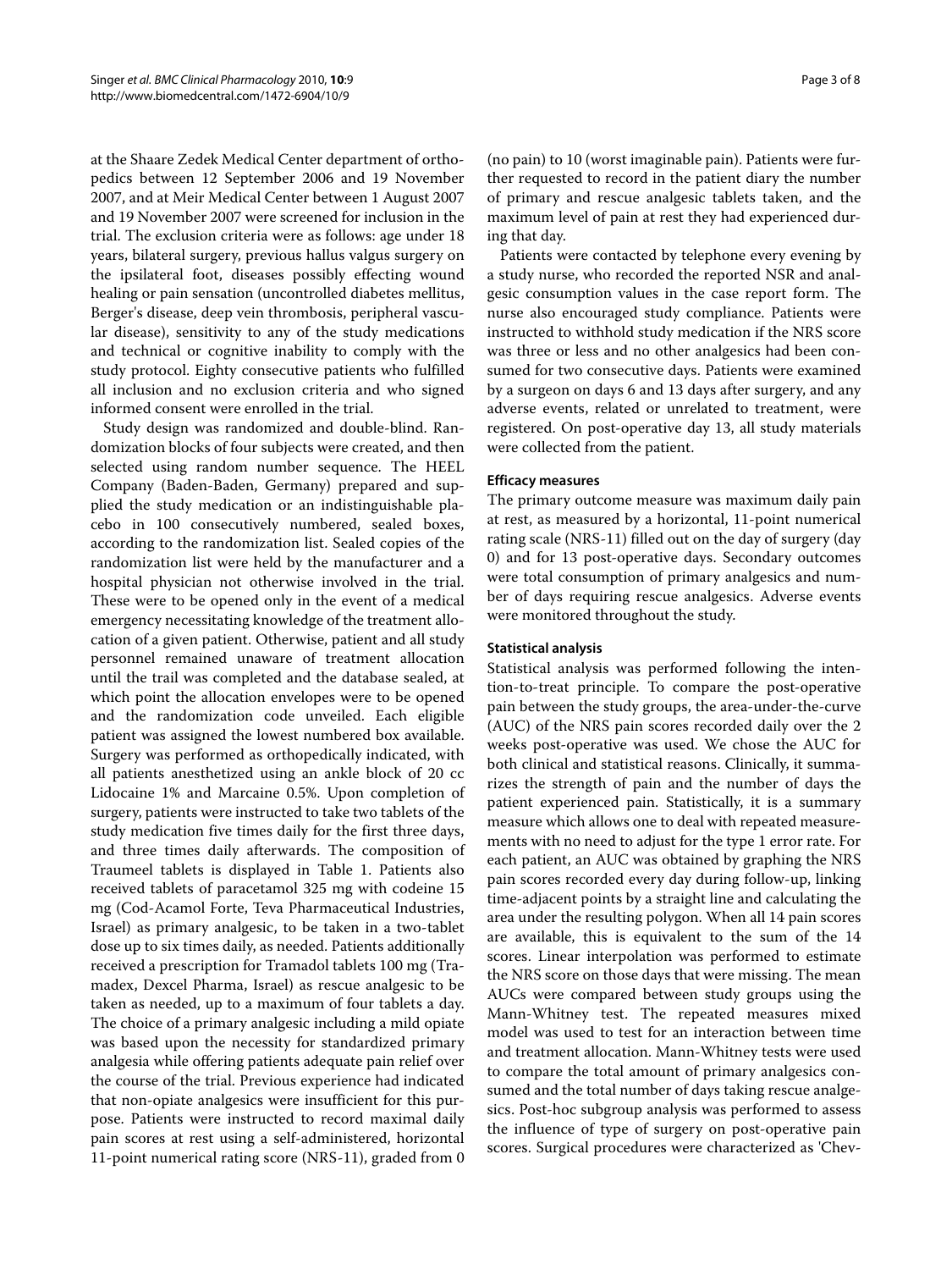at the Shaare Zedek Medical Center department of orthopedics between 12 September 2006 and 19 November 2007, and at Meir Medical Center between 1 August 2007 and 19 November 2007 were screened for inclusion in the trial. The exclusion criteria were as follows: age under 18 years, bilateral surgery, previous hallus valgus surgery on the ipsilateral foot, diseases possibly effecting wound healing or pain sensation (uncontrolled diabetes mellitus, Berger's disease, deep vein thrombosis, peripheral vascular disease), sensitivity to any of the study medications and technical or cognitive inability to comply with the study protocol. Eighty consecutive patients who fulfilled all inclusion and no exclusion criteria and who signed informed consent were enrolled in the trial.

Study design was randomized and double-blind. Randomization blocks of four subjects were created, and then selected using random number sequence. The HEEL Company (Baden-Baden, Germany) prepared and supplied the study medication or an indistinguishable placebo in 100 consecutively numbered, sealed boxes, according to the randomization list. Sealed copies of the randomization list were held by the manufacturer and a hospital physician not otherwise involved in the trial. These were to be opened only in the event of a medical emergency necessitating knowledge of the treatment allocation of a given patient. Otherwise, patient and all study personnel remained unaware of treatment allocation until the trail was completed and the database sealed, at which point the allocation envelopes were to be opened and the randomization code unveiled. Each eligible patient was assigned the lowest numbered box available. Surgery was performed as orthopedically indicated, with all patients anesthetized using an ankle block of 20 cc Lidocaine 1% and Marcaine 0.5%. Upon completion of surgery, patients were instructed to take two tablets of the study medication five times daily for the first three days, and three times daily afterwards. The composition of Traumeel tablets is displayed in Table 1. Patients also received tablets of paracetamol 325 mg with codeine 15 mg (Cod-Acamol Forte, Teva Pharmaceutical Industries, Israel) as primary analgesic, to be taken in a two-tablet dose up to six times daily, as needed. Patients additionally received a prescription for Tramadol tablets 100 mg (Tramadex, Dexcel Pharma, Israel) as rescue analgesic to be taken as needed, up to a maximum of four tablets a day. The choice of a primary analgesic including a mild opiate was based upon the necessity for standardized primary analgesia while offering patients adequate pain relief over the course of the trial. Previous experience had indicated that non-opiate analgesics were insufficient for this purpose. Patients were instructed to record maximal daily pain scores at rest using a self-administered, horizontal 11-point numerical rating score (NRS-11), graded from 0 (no pain) to 10 (worst imaginable pain). Patients were further requested to record in the patient diary the number of primary and rescue analgesic tablets taken, and the maximum level of pain at rest they had experienced during that day.

Patients were contacted by telephone every evening by a study nurse, who recorded the reported NSR and analgesic consumption values in the case report form. The nurse also encouraged study compliance. Patients were instructed to withhold study medication if the NRS score was three or less and no other analgesics had been consumed for two consecutive days. Patients were examined by a surgeon on days 6 and 13 days after surgery, and any adverse events, related or unrelated to treatment, were registered. On post-operative day 13, all study materials were collected from the patient.

#### Efficacy measures

The primary outcome measure was maximum daily pain at rest, as measured by a horizontal, 11-point numerical rating scale (NRS-11) filled out on the day of surgery (day 0) and for 13 post-operative days. Secondary outcomes were total consumption of primary analgesics and number of days requiring rescue analgesics. Adverse events were monitored throughout the study.

#### Statistical analysis

Statistical analysis was performed following the intention-to-treat principle. To compare the post-operative pain between the study groups, the area-under-the-curve (AUC) of the NRS pain scores recorded daily over the 2 weeks post-operative was used. We chose the AUC for both clinical and statistical reasons. Clinically, it summarizes the strength of pain and the number of days the patient experienced pain. Statistically, it is a summary measure which allows one to deal with repeated measurements with no need to adjust for the type 1 error rate. For each patient, an AUC was obtained by graphing the NRS pain scores recorded every day during follow-up, linking time-adjacent points by a straight line and calculating the area under the resulting polygon. When all 14 pain scores are available, this is equivalent to the sum of the 14 scores. Linear interpolation was performed to estimate the NRS score on those days that were missing. The mean AUCs were compared between study groups using the Mann-Whitney test. The repeated measures mixed model was used to test for an interaction between time and treatment allocation. Mann-Whitney tests were used to compare the total amount of primary analgesics consumed and the total number of days taking rescue analgesics. Post-hoc subgroup analysis was performed to assess the influence of type of surgery on post-operative pain scores. Surgical procedures were characterized as 'Chev-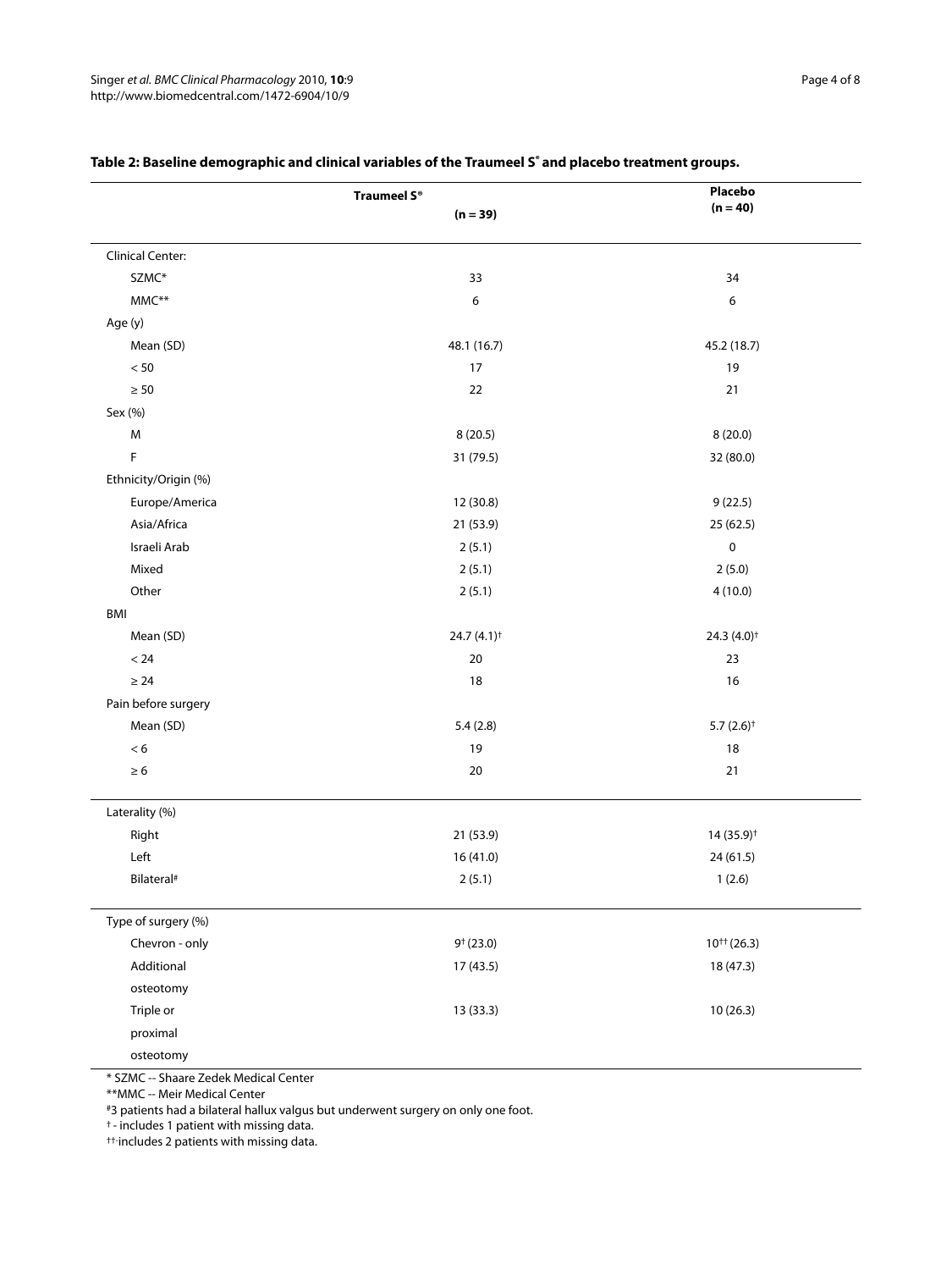**Table 2: Baseline demographic and clinical variables of the Traumeel S® and placebo treatment groups.**

| | Traumeel S® (n = 39) | Placebo (n = 40) |
|---|---|---|
| Clinical Center: | | |
| SZMC* | 33 | 34 |
| MMC** | 6 | 6 |
| Age (y) | | |
| Mean (SD) | 48.1 (16.7) | 45.2 (18.7) |
| < 50 | 17 | 19 |
| ≥ 50 | 22 | 21 |
| Sex (%) | | |
| M | 8 (20.5) | 8 (20.0) |
| F | 31 (79.5) | 32 (80.0) |
| Ethnicity/Origin (%) | | |
| Europe/America | 12 (30.8) | 9 (22.5) |
| Asia/Africa | 21 (53.9) | 25 (62.5) |
| Israeli Arab | 2 (5.1) | 0 |
| Mixed | 2 (5.1) | 2 (5.0) |
| Other | 2 (5.1) | 4 (10.0) |
| BMI | | |
| Mean (SD) | 24.7 (4.1)† | 24.3 (4.0)† |
| < 24 | 20 | 23 |
| ≥ 24 | 18 | 16 |
| Pain before surgery | | |
| Mean (SD) | 5.4 (2.8) | 5.7 (2.6)† |
| < 6 | 19 | 18 |
| ≥ 6 | 20 | 21 |
| Laterality (%) | | |
| Right | 21 (53.9) | 14 (35.9)† |
| Left | 16 (41.0) | 24 (61.5) |
| Bilateral# | 2 (5.1) | 1 (2.6) |
| Type of surgery (%) | | |
| Chevron - only | 9† (23.0) | 10†† (26.3) |
| Additional osteotomy | 17 (43.5) | 18 (47.3) |
| Triple or proximal osteotomy | 13 (33.3) | 10 (26.3) |

\* SZMC -- Shaare Zedek Medical Center

\*\*MMC -- Meir Medical Center

#3 patients had a bilateral hallux valgus but underwent surgery on only one foot.

† - includes 1 patient with missing data.

††-includes 2 patients with missing data.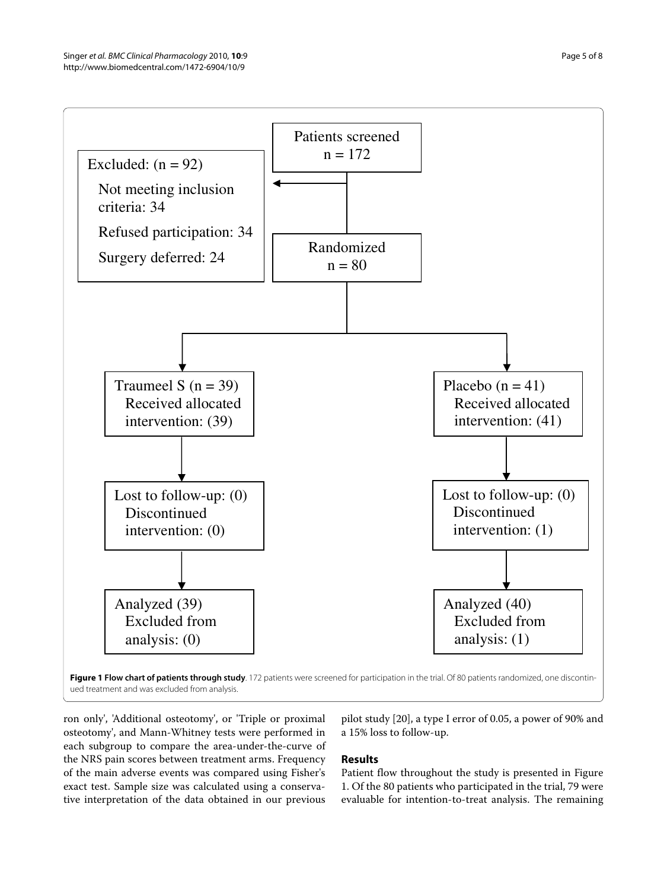Patients screened
n = 172

Excluded: (n = 92)

Not meeting inclusion criteria: 34

Refused participation: 34

Surgery deferred: 24

Randomized
n = 80

Traumeel S (n = 39)
Received allocated intervention: (39)

Placebo (n = 41)
Received allocated intervention: (41)

Lost to follow-up: (0)
Discontinued intervention: (0)

Lost to follow-up: (0)
Discontinued intervention: (1)

Analyzed (39)
Excluded from analysis: (0)

Analyzed (40)
Excluded from analysis: (1)

**Figure 1 Flow chart of patients through study**. 172 patients were screened for participation in the trial. Of 80 patients randomized, one discontinued treatment and was excluded from analysis.

ron only', 'Additional osteotomy', or 'Triple or proximal osteotomy', and Mann-Whitney tests were performed in each subgroup to compare the area-under-the-curve of the NRS pain scores between treatment arms. Frequency of the main adverse events was compared using Fisher's exact test. Sample size was calculated using a conservative interpretation of the data obtained in our previous pilot study [20], a type I error of 0.05, a power of 90% and a 15% loss to follow-up.

## Results

Patient flow throughout the study is presented in Figure 1. Of the 80 patients who participated in the trial, 79 were evaluable for intention-to-treat analysis. The remaining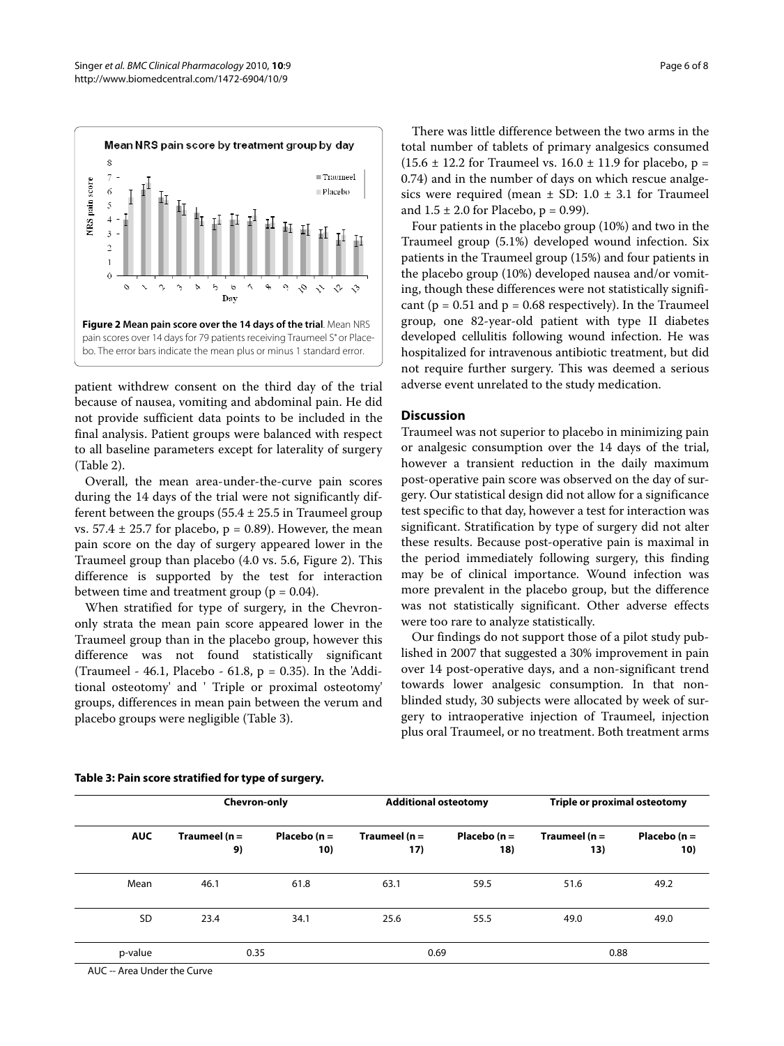**Figure 2 Mean pain score over the 14 days of the trial**. Mean NRS pain scores over 14 days for 79 patients receiving Traumeel S® or Placebo. The error bars indicate the mean plus or minus 1 standard error.

patient withdrew consent on the third day of the trial because of nausea, vomiting and abdominal pain. He did not provide sufficient data points to be included in the final analysis. Patient groups were balanced with respect to all baseline parameters except for laterality of surgery (Table 2).

Overall, the mean area-under-the-curve pain scores during the 14 days of the trial were not significantly different between the groups (55.4 ± 25.5 in Traumeel group vs. 57.4 ± 25.7 for placebo, p = 0.89). However, the mean pain score on the day of surgery appeared lower in the Traumeel group than placebo (4.0 vs. 5.6, Figure 2). This difference is supported by the test for interaction between time and treatment group (p = 0.04).

When stratified for type of surgery, in the Chevron-only strata the mean pain score appeared lower in the Traumeel group than in the placebo group, however this difference was not found statistically significant (Traumeel - 46.1, Placebo - 61.8, p = 0.35). In the 'Additional osteotomy' and ' Triple or proximal osteotomy' groups, differences in mean pain between the verum and placebo groups were negligible (Table 3).

There was little difference between the two arms in the total number of tablets of primary analgesics consumed (15.6 ± 12.2 for Traumeel vs. 16.0 ± 11.9 for placebo, p = 0.74) and in the number of days on which rescue analgesics were required (mean ± SD: 1.0 ± 3.1 for Traumeel and 1.5 ± 2.0 for Placebo, p = 0.99).

Four patients in the placebo group (10%) and two in the Traumeel group (5.1%) developed wound infection. Six patients in the Traumeel group (15%) and four patients in the placebo group (10%) developed nausea and/or vomiting, though these differences were not statistically significant (p = 0.51 and p = 0.68 respectively). In the Traumeel group, one 82-year-old patient with type II diabetes developed cellulitis following wound infection. He was hospitalized for intravenous antibiotic treatment, but did not require further surgery. This was deemed a serious adverse event unrelated to the study medication.

## Discussion

Traumeel was not superior to placebo in minimizing pain or analgesic consumption over the 14 days of the trial, however a transient reduction in the daily maximum post-operative pain score was observed on the day of surgery. Our statistical design did not allow for a significance test specific to that day, however a test for interaction was significant. Stratification by type of surgery did not alter these results. Because post-operative pain is maximal in the period immediately following surgery, this finding may be of clinical importance. Wound infection was more prevalent in the placebo group, but the difference was not statistically significant. Other adverse effects were too rare to analyze statistically.

Our findings do not support those of a pilot study published in 2007 that suggested a 30% improvement in pain over 14 post-operative days, and a non-significant trend towards lower analgesic consumption. In that non-blinded study, 30 subjects were allocated by week of surgery to intraoperative injection of Traumeel, injection plus oral Traumeel, or no treatment. Both treatment arms

**Table 3: Pain score stratified for type of surgery.**

| | Chevron-only | | Additional osteotomy | | Triple or proximal osteotomy | |
|---|---|---|---|---|---|---|
| **AUC** | **Traumeel (n = 9)** | **Placebo (n = 10)** | **Traumeel (n = 17)** | **Placebo (n = 18)** | **Traumeel (n = 13)** | **Placebo (n = 10)** |
| Mean | 46.1 | 61.8 | 63.1 | 59.5 | 51.6 | 49.2 |
| SD | 23.4 | 34.1 | 25.6 | 55.5 | 49.0 | 49.0 |
| p-value | 0.35 | | 0.69 | | 0.88 | |

AUC -- Area Under the Curve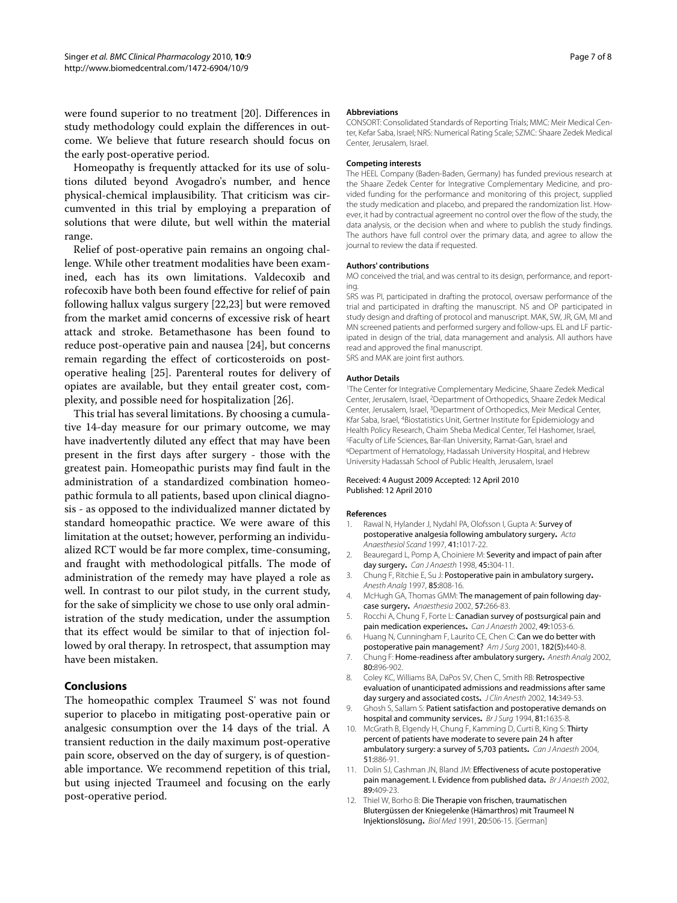were found superior to no treatment [20]. Differences in study methodology could explain the differences in outcome. We believe that future research should focus on the early post-operative period.

Homeopathy is frequently attacked for its use of solutions diluted beyond Avogadro's number, and hence physical-chemical implausibility. That criticism was circumvented in this trial by employing a preparation of solutions that were dilute, but well within the material range.

Relief of post-operative pain remains an ongoing challenge. While other treatment modalities have been examined, each has its own limitations. Valdecoxib and rofecoxib have both been found effective for relief of pain following hallux valgus surgery [22,23] but were removed from the market amid concerns of excessive risk of heart attack and stroke. Betamethasone has been found to reduce post-operative pain and nausea [24], but concerns remain regarding the effect of corticosteroids on post-operative healing [25]. Parenteral routes for delivery of opiates are available, but they entail greater cost, complexity, and possible need for hospitalization [26].

This trial has several limitations. By choosing a cumulative 14-day measure for our primary outcome, we may have inadvertently diluted any effect that may have been present in the first days after surgery - those with the greatest pain. Homeopathic purists may find fault in the administration of a standardized combination homeopathic formula to all patients, based upon clinical diagnosis - as opposed to the individualized manner dictated by standard homeopathic practice. We were aware of this limitation at the outset; however, performing an individualized RCT would be far more complex, time-consuming, and fraught with methodological pitfalls. The mode of administration of the remedy may have played a role as well. In contrast to our pilot study, in the current study, for the sake of simplicity we chose to use only oral administration of the study medication, under the assumption that its effect would be similar to that of injection followed by oral therapy. In retrospect, that assumption may have been mistaken.

## Conclusions

The homeopathic complex Traumeel S® was not found superior to placebo in mitigating post-operative pain or analgesic consumption over the 14 days of the trial. A transient reduction in the daily maximum post-operative pain score, observed on the day of surgery, is of questionable importance. We recommend repetition of this trial, but using injected Traumeel and focusing on the early post-operative period.

#### Abbreviations

CONSORT: Consolidated Standards of Reporting Trials; MMC: Meir Medical Center, Kefar Saba, Israel; NRS: Numerical Rating Scale; SZMC: Shaare Zedek Medical Center, Jerusalem, Israel.

#### Competing interests

The HEEL Company (Baden-Baden, Germany) has funded previous research at the Shaare Zedek Center for Integrative Complementary Medicine, and provided funding for the performance and monitoring of this project, supplied the study medication and placebo, and prepared the randomization list. However, it had by contractual agreement no control over the flow of the study, the data analysis, or the decision when and where to publish the study findings. The authors have full control over the primary data, and agree to allow the journal to review the data if requested.

#### Authors' contributions

MO conceived the trial, and was central to its design, performance, and reporting.

SRS was PI, participated in drafting the protocol, oversaw performance of the trial and participated in drafting the manuscript. NS and OP participated in study design and drafting of protocol and manuscript. MAK, SW, JR, GM, MI and MN screened patients and performed surgery and follow-ups. EL and LF participated in design of the trial, data management and analysis. All authors have read and approved the final manuscript.

SRS and MAK are joint first authors.

#### Author Details

[1]The Center for Integrative Complementary Medicine, Shaare Zedek Medical Center, Jerusalem, Israel, [2]Department of Orthopedics, Shaare Zedek Medical Center, Jerusalem, Israel, [3]Department of Orthopedics, Meir Medical Center, Kfar Saba, Israel, [4]Biostatistics Unit, Gertner Institute for Epidemiology and Health Policy Research, Chaim Sheba Medical Center, Tel Hashomer, Israel, [5]Faculty of Life Sciences, Bar-Ilan University, Ramat-Gan, Israel and [6]Department of Hematology, Hadassah University Hospital, and Hebrew University Hadassah School of Public Health, Jerusalem, Israel

Received: 4 August 2009 Accepted: 12 April 2010
Published: 12 April 2010

#### References

1. Rawal N, Hylander J, Nydahl PA, Olofsson I, Gupta A: **Survey of postoperative analgesia following ambulatory surgery.** *Acta Anaesthesiol Scand* 1997, **41:**1017-22.
2. Beauregard L, Pomp A, Choiniere M: **Severity and impact of pain after day surgery.** *Can J Anaesth* 1998, **45:**304-11.
3. Chung F, Ritchie E, Su J: **Postoperative pain in ambulatory surgery.** *Anesth Analg* 1997, **85:**808-16.
4. McHugh GA, Thomas GMM: **The management of pain following day-case surgery.** *Anaesthesia* 2002, **57:**266-83.
5. Rocchi A, Chung F, Forte L: **Canadian survey of postsurgical pain and pain medication experiences.** *Can J Anaesth* 2002, **49:**1053-6.
6. Huang N, Cunningham F, Laurito CE, Chen C: **Can we do better with postoperative pain management?** *Am J Surg* 2001, **182(5):**440-8.
7. Chung F: **Home-readiness after ambulatory surgery.** *Anesth Analg* 2002, **80:**896-902.
8. Coley KC, Williams BA, DaPos SV, Chen C, Smith RB: **Retrospective evaluation of unanticipated admissions and readmissions after same day surgery and associated costs.** *J Clin Anesth* 2002, **14:**349-53.
9. Ghosh S, Sallam S: **Patient satisfaction and postoperative demands on hospital and community services.** *Br J Surg* 1994, **81:**1635-8.
10. McGrath B, Elgendy H, Chung F, Kamming D, Curti B, King S: **Thirty percent of patients have moderate to severe pain 24 h after ambulatory surgery: a survey of 5,703 patients.** *Can J Anaesth* 2004, **51:**886-91.
11. Dolin SJ, Cashman JN, Bland JM: **Effectiveness of acute postoperative pain management. I. Evidence from published data.** *Br J Anaesth* 2002, **89:**409-23.
12. Thiel W, Borho B: **Die Therapie von frischen, traumatischen Blutergüssen der Kniegelenke (Hämarthros) mit Traumeel N Injektionslösung.** *Biol Med* 1991, **20:**506-15. [German]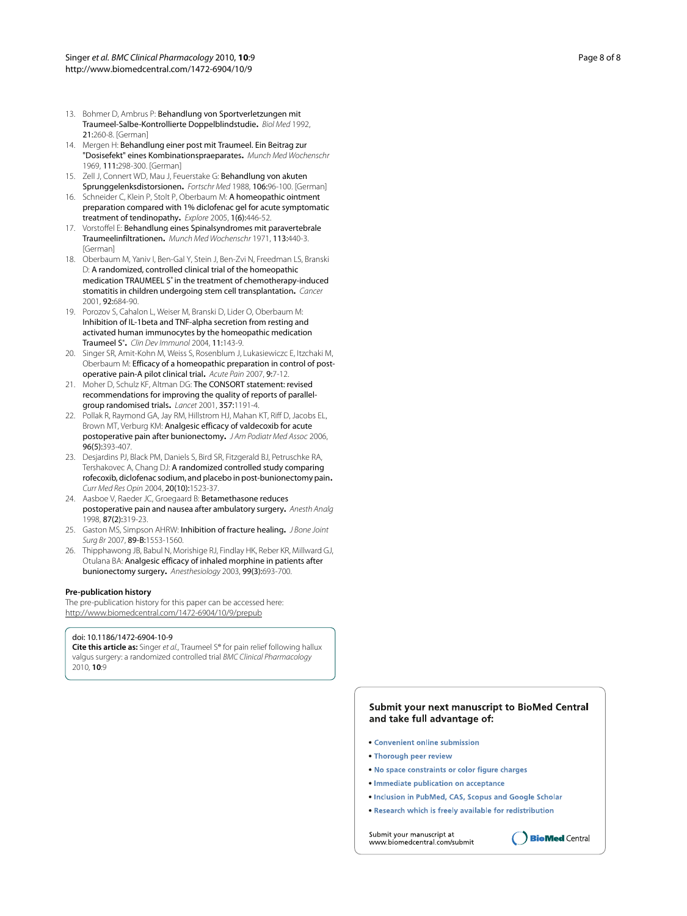13. Bohmer D, Ambrus P: **Behandlung von Sportverletzungen mit Traumeel-Salbe-Kontrollierte Doppelblindstudie.** *Biol Med* 1992, **21**:260-8. [German]
14. Mergen H: **Behandlung einer post mit Traumeel. Ein Beitrag zur "Dosisefekt" eines Kombinationspraeparates.** *Munch Med Wochenschr* 1969, **111**:298-300. [German]
15. Zell J, Connert WD, Mau J, Feuerstake G: **Behandlung von akuten Sprunggelenksdistorsionen.** *Fortschr Med* 1988, **106**:96-100. [German]
16. Schneider C, Klein P, Stolt P, Oberbaum M: **A homeopathic ointment preparation compared with 1% diclofenac gel for acute symptomatic treatment of tendinopathy.** *Explore* 2005, **1(6)**:446-52.
17. Vorstoffel E: **Behandlung eines Spinalsyndromes mit paravertebrale Traumeelinfiltrationen.** *Munch Med Wochenschr* 1971, **113**:440-3. [German]
18. Oberbaum M, Yaniv I, Ben-Gal Y, Stein J, Ben-Zvi N, Freedman LS, Branski D: **A randomized, controlled clinical trial of the homeopathic medication TRAUMEEL S® in the treatment of chemotherapy-induced stomatitis in children undergoing stem cell transplantation.** *Cancer* 2001, **92**:684-90.
19. Porozov S, Cahalon L, Weiser M, Branski D, Lider O, Oberbaum M: **Inhibition of IL-1beta and TNF-alpha secretion from resting and activated human immunocytes by the homeopathic medication Traumeel S®.** *Clin Dev Immunol* 2004, **11**:143-9.
20. Singer SR, Amit-Kohn M, Weiss S, Rosenblum J, Lukasiewiczc E, Itzchaki M, Oberbaum M: **Efficacy of a homeopathic preparation in control of post-operative pain-A pilot clinical trial.** *Acute Pain* 2007, **9**:7-12.
21. Moher D, Schulz KF, Altman DG: **The CONSORT statement: revised recommendations for improving the quality of reports of parallel-group randomised trials.** *Lancet* 2001, **357**:1191-4.
22. Pollak R, Raymond GA, Jay RM, Hillstrom HJ, Mahan KT, Riff D, Jacobs EL, Brown MT, Verburg KM: **Analgesic efficacy of valdecoxib for acute postoperative pain after bunionectomy.** *J Am Podiatr Med Assoc* 2006, **96(5)**:393-407.
23. Desjardins PJ, Black PM, Daniels S, Bird SR, Fitzgerald BJ, Petruschke RA, Tershakovec A, Chang DJ: **A randomized controlled study comparing rofecoxib, diclofenac sodium, and placebo in post-bunionectomy pain.** *Curr Med Res Opin* 2004, **20(10)**:1523-37.
24. Aasboe V, Raeder JC, Groegaard B: **Betamethasone reduces postoperative pain and nausea after ambulatory surgery.** *Anesth Analg* 1998, **87(2)**:319-23.
25. Gaston MS, Simpson AHRW: **Inhibition of fracture healing.** *J Bone Joint Surg Br* 2007, **89-B**:1553-1560.
26. Thipphawong JB, Babul N, Morishige RJ, Findlay HK, Reber KR, Millward GJ, Otulana BA: **Analgesic efficacy of inhaled morphine in patients after bunionectomy surgery.** *Anesthesiology* 2003, **99(3)**:693-700.

### Pre-publication history

The pre-publication history for this paper can be accessed here:
http://www.biomedcentral.com/1472-6904/10/9/prepub

doi: 10.1186/1472-6904-10-9

**Cite this article as:** Singer *et al.*, Traumeel S® for pain relief following hallux valgus surgery: a randomized controlled trial *BMC Clinical Pharmacology* 2010, **10**:9

**Submit your next manuscript to BioMed Central and take full advantage of:**

- Convenient online submission
- Thorough peer review
- No space constraints or color figure charges
- Immediate publication on acceptance
- Inclusion in PubMed, CAS, Scopus and Google Scholar
- Research which is freely available for redistribution

Submit your manuscript at
www.biomedcentral.com/submit

BioMed Central